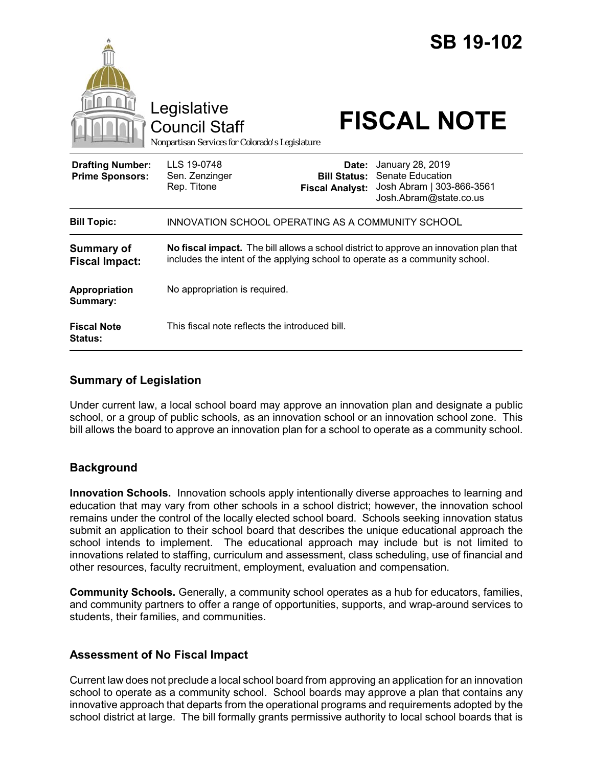# SB 19-102

Legislative Council Staff

*Nonpartisan Services for Colorado's Legislature*

# FISCAL NOTE

| | | | |
|---|---|---|---|
| **Drafting Number:** | LLS 19-0748 | **Date:** | January 28, 2019 |
| **Prime Sponsors:** | Sen. Zenzinger<br>Rep. Titone | **Bill Status:** | Senate Education |
| | | **Fiscal Analyst:** | Josh Abram \| 303-866-3561<br>Josh.Abram@state.co.us |

| | |
|---|---|
| **Bill Topic:** | INNOVATION SCHOOL OPERATING AS A COMMUNITY SCHOOL |
| **Summary of Fiscal Impact:** | **No fiscal impact.** The bill allows a school district to approve an innovation plan that includes the intent of the applying school to operate as a community school. |
| **Appropriation Summary:** | No appropriation is required. |
| **Fiscal Note Status:** | This fiscal note reflects the introduced bill. |

## Summary of Legislation

Under current law, a local school board may approve an innovation plan and designate a public school, or a group of public schools, as an innovation school or an innovation school zone. This bill allows the board to approve an innovation plan for a school to operate as a community school.

## Background

**Innovation Schools.** Innovation schools apply intentionally diverse approaches to learning and education that may vary from other schools in a school district; however, the innovation school remains under the control of the locally elected school board. Schools seeking innovation status submit an application to their school board that describes the unique educational approach the school intends to implement. The educational approach may include but is not limited to innovations related to staffing, curriculum and assessment, class scheduling, use of financial and other resources, faculty recruitment, employment, evaluation and compensation.

**Community Schools.** Generally, a community school operates as a hub for educators, families, and community partners to offer a range of opportunities, supports, and wrap-around services to students, their families, and communities.

## Assessment of No Fiscal Impact

Current law does not preclude a local school board from approving an application for an innovation school to operate as a community school. School boards may approve a plan that contains any innovative approach that departs from the operational programs and requirements adopted by the school district at large. The bill formally grants permissive authority to local school boards that is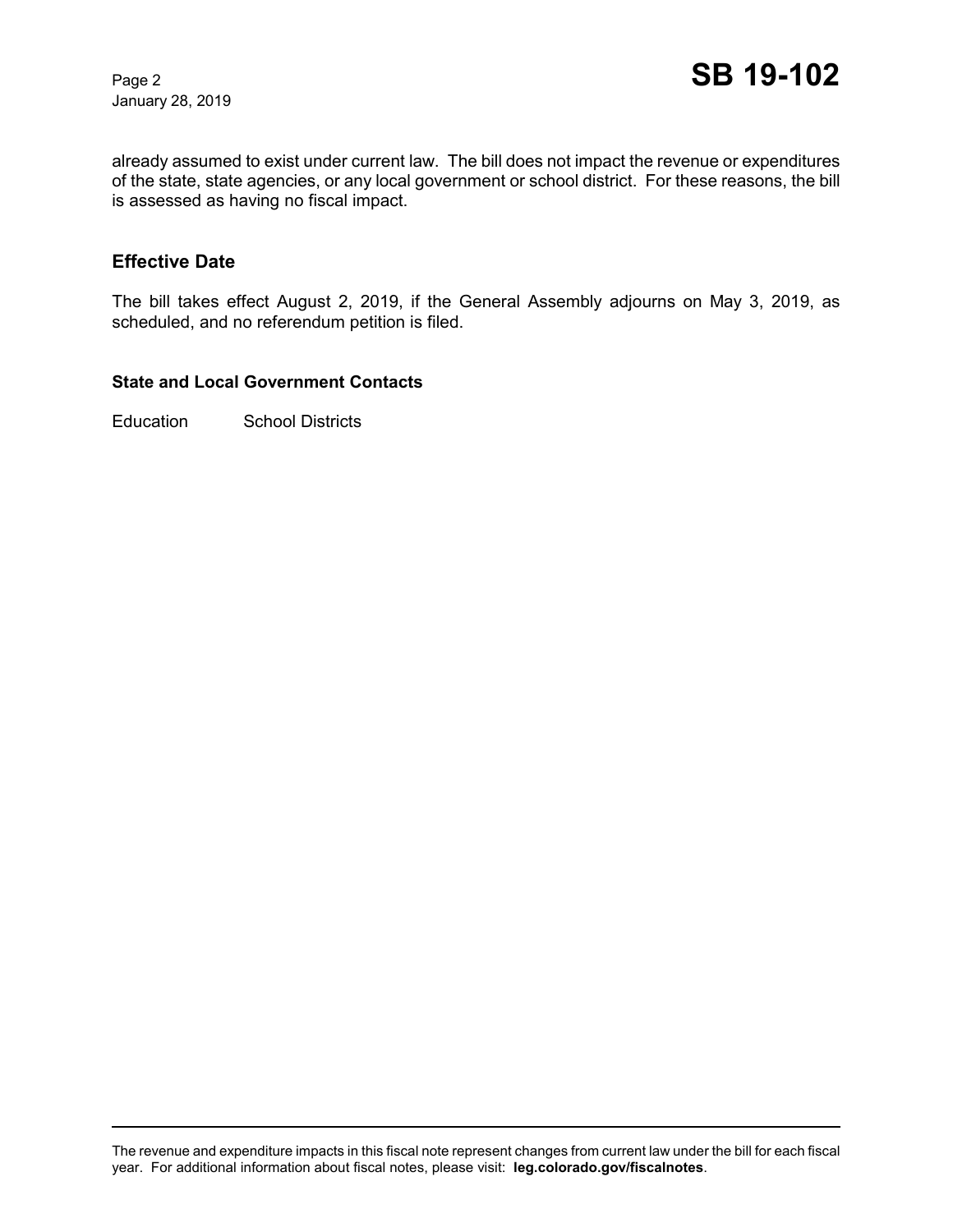already assumed to exist under current law. The bill does not impact the revenue or expenditures of the state, state agencies, or any local government or school district. For these reasons, the bill is assessed as having no fiscal impact.

## Effective Date

The bill takes effect August 2, 2019, if the General Assembly adjourns on May 3, 2019, as scheduled, and no referendum petition is filed.

### State and Local Government Contacts

Education School Districts

The revenue and expenditure impacts in this fiscal note represent changes from current law under the bill for each fiscal year. For additional information about fiscal notes, please visit: **leg.colorado.gov/fiscalnotes**.